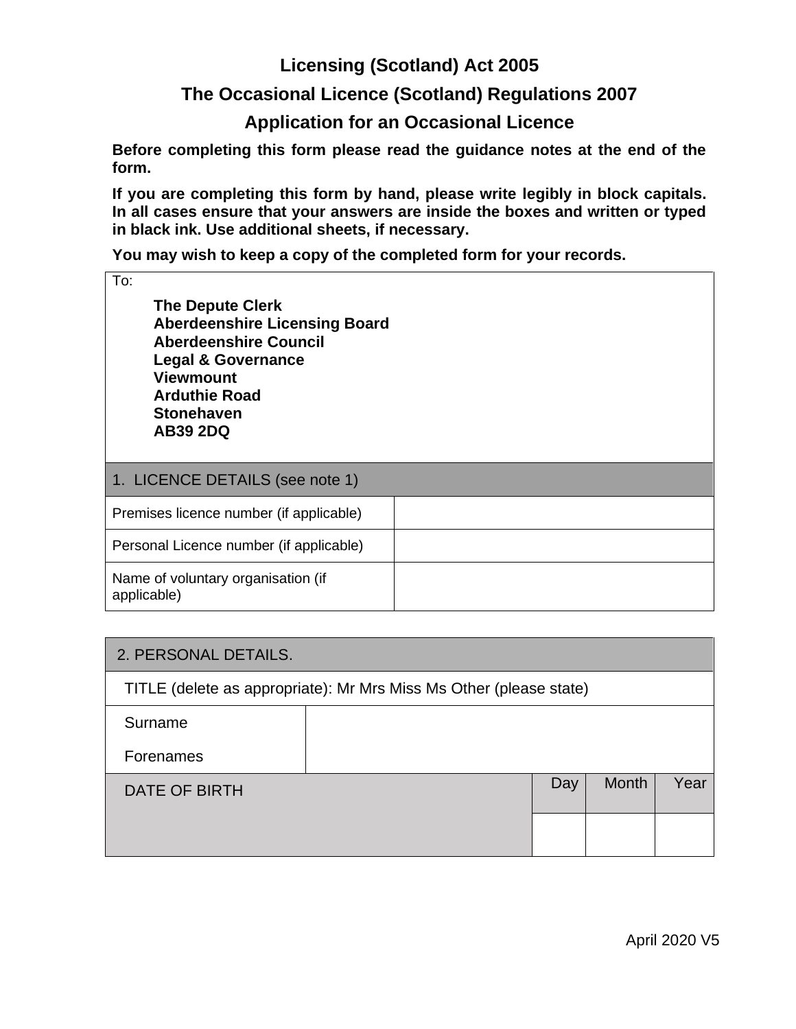# Licensing (Scotland) Act 2005

## The Occasional Licence (Scotland) Regulations 2007

## Application for an Occasional Licence

**Before completing this form please read the guidance notes at the end of the form.**

**If you are completing this form by hand, please write legibly in block capitals. In all cases ensure that your answers are inside the boxes and written or typed in black ink. Use additional sheets, if necessary.**

**You may wish to keep a copy of the completed form for your records.**

To:

**The Depute Clerk**
**Aberdeenshire Licensing Board**
**Aberdeenshire Council**
**Legal & Governance**
**Viewmount**
**Arduthie Road**
**Stonehaven**
**AB39 2DQ**

| 1. LICENCE DETAILS (see note 1) | |
|---|---|
| Premises licence number (if applicable) | |
| Personal Licence number (if applicable) | |
| Name of voluntary organisation (if applicable) | |

| 2. PERSONAL DETAILS. | | | | |
|---|---|---|---|---|
| TITLE (delete as appropriate): Mr Mrs Miss Ms Other (please state) | | | | |
| Surname<br>Forenames | | | | |
| DATE OF BIRTH | | Day | Month | Year |
| | | | | |

April 2020 V5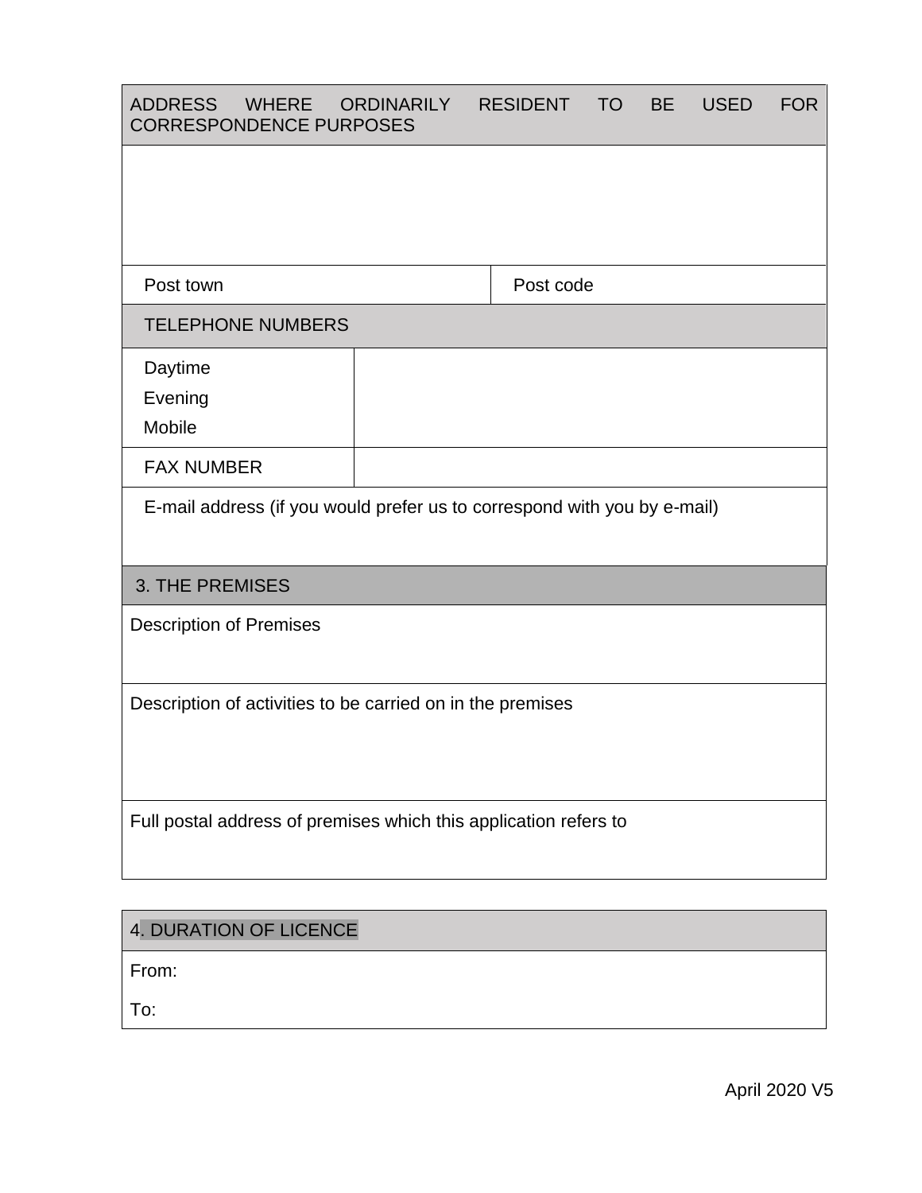| ADDRESS WHERE ORDINARILY RESIDENT TO BE USED FOR CORRESPONDENCE PURPOSES | |
|---|---|
| | |
| Post town | Post code |

| TELEPHONE NUMBERS | |
|---|---|
| Daytime<br>Evening<br>Mobile | |
| FAX NUMBER | |
| E-mail address (if you would prefer us to correspond with you by e-mail) | |

| 3. THE PREMISES |
|---|
| Description of Premises |
| Description of activities to be carried on in the premises |
| Full postal address of premises which this application refers to |

| 4. DURATION OF LICENCE |
|---|
| From:<br>To: |

April 2020 V5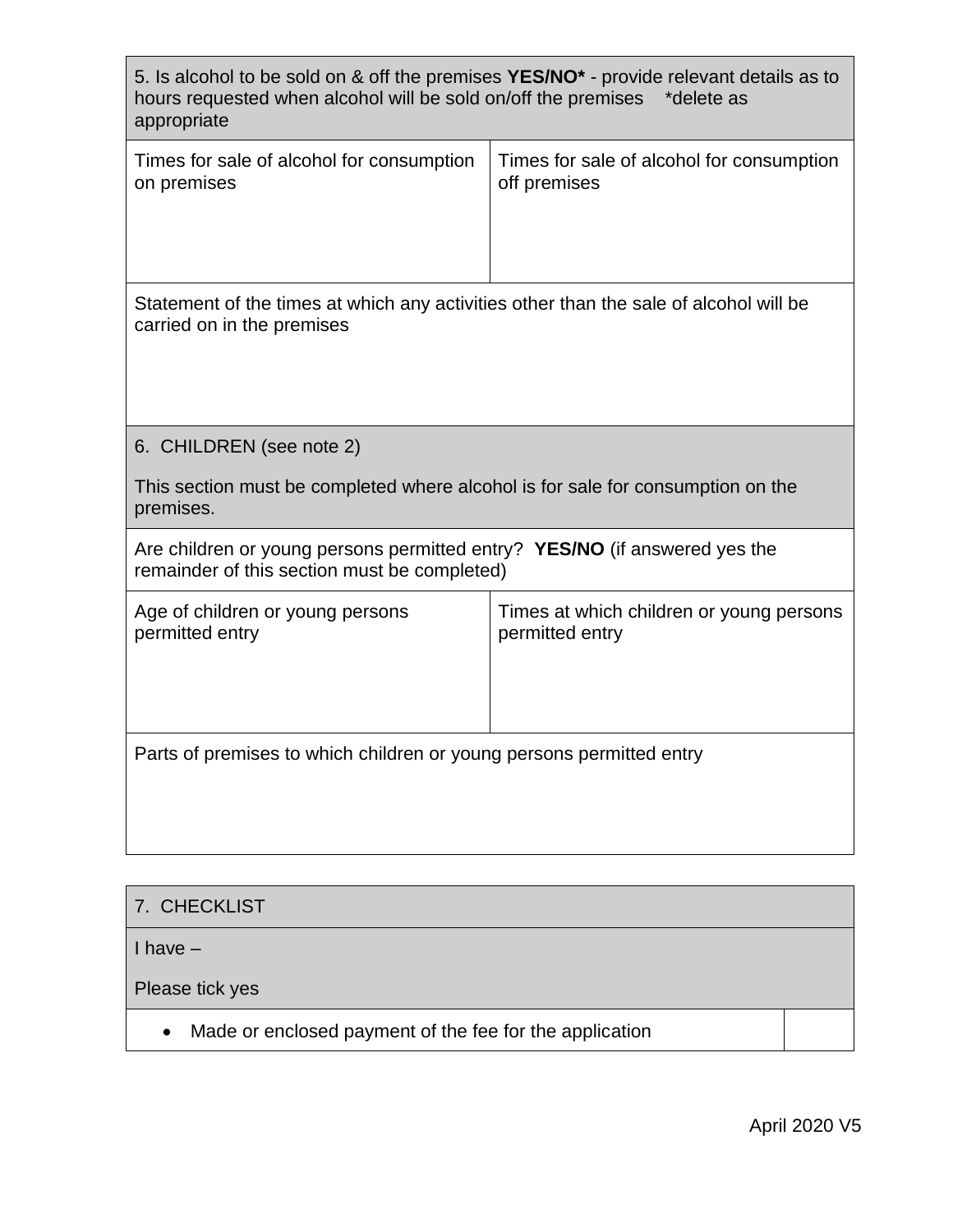| 5. Is alcohol to be sold on & off the premises **YES/NO*** - provide relevant details as to hours requested when alcohol will be sold on/off the premises *delete as appropriate | |
|---|---|
| Times for sale of alcohol for consumption on premises | Times for sale of alcohol for consumption off premises |
| Statement of the times at which any activities other than the sale of alcohol will be carried on in the premises | |

| 6. CHILDREN (see note 2)<br><br>This section must be completed where alcohol is for sale for consumption on the premises. | |
|---|---|
| Are children or young persons permitted entry? **YES/NO** (if answered yes the remainder of this section must be completed) | |
| Age of children or young persons permitted entry | Times at which children or young persons permitted entry |
| Parts of premises to which children or young persons permitted entry | |

| 7. CHECKLIST | |
|---|---|
| I have –<br><br>Please tick yes | |
| • Made or enclosed payment of the fee for the application | |

April 2020 V5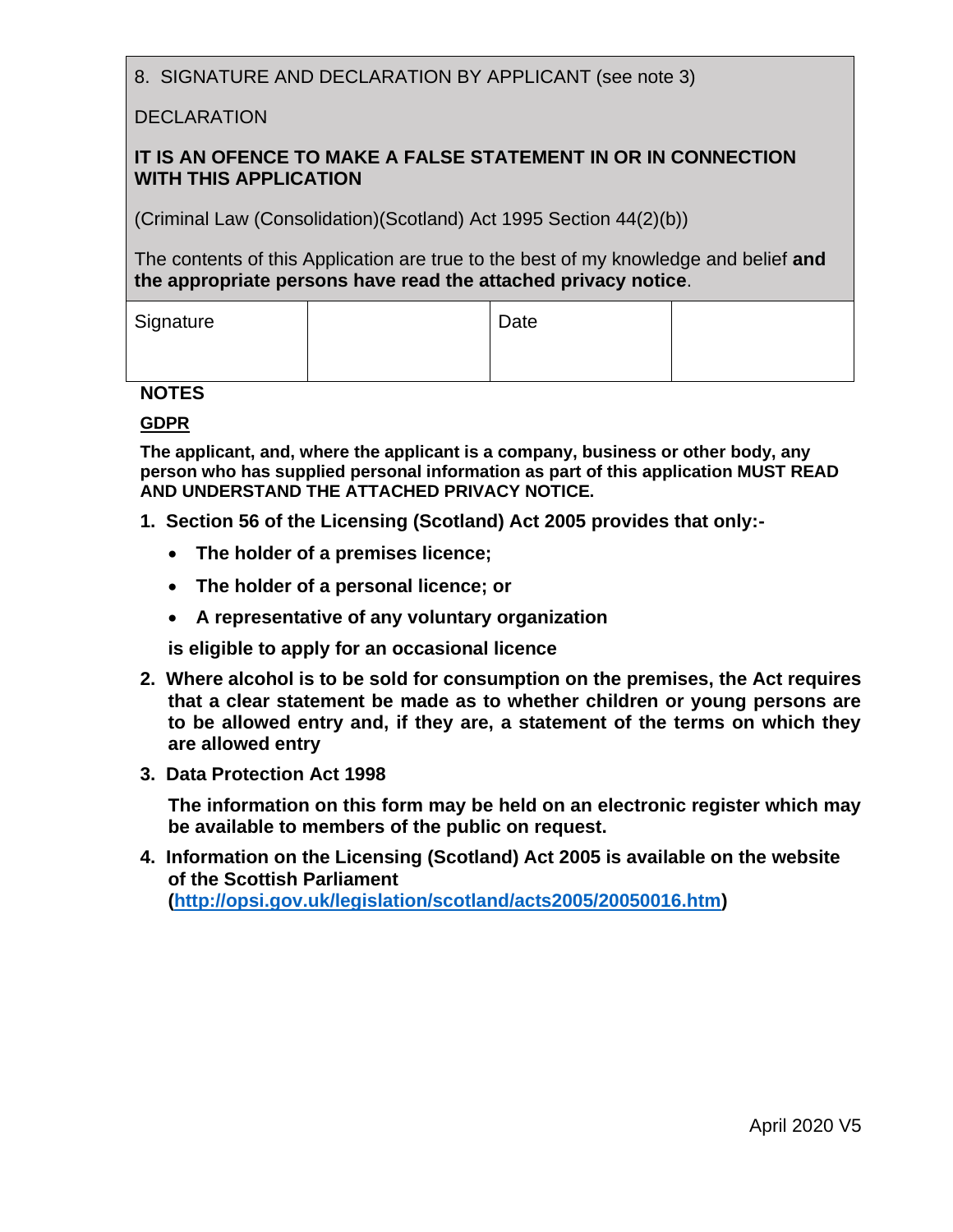8. SIGNATURE AND DECLARATION BY APPLICANT (see note 3)

DECLARATION

**IT IS AN OFENCE TO MAKE A FALSE STATEMENT IN OR IN CONNECTION WITH THIS APPLICATION**

(Criminal Law (Consolidation)(Scotland) Act 1995 Section 44(2)(b))

The contents of this Application are true to the best of my knowledge and belief **and the appropriate persons have read the attached privacy notice**.

| Signature | | Date | |
|---|---|---|---|

**NOTES**

**GDPR**

**The applicant, and, where the applicant is a company, business or other body, any person who has supplied personal information as part of this application MUST READ AND UNDERSTAND THE ATTACHED PRIVACY NOTICE.**

1. **Section 56 of the Licensing (Scotland) Act 2005 provides that only:-**
   - **The holder of a premises licence;**
   - **The holder of a personal licence; or**
   - **A representative of any voluntary organization**

   **is eligible to apply for an occasional licence**

2. **Where alcohol is to be sold for consumption on the premises, the Act requires that a clear statement be made as to whether children or young persons are to be allowed entry and, if they are, a statement of the terms on which they are allowed entry**

3. **Data Protection Act 1998**

   **The information on this form may be held on an electronic register which may be available to members of the public on request.**

4. **Information on the Licensing (Scotland) Act 2005 is available on the website of the Scottish Parliament (http://opsi.gov.uk/legislation/scotland/acts2005/20050016.htm)**

April 2020 V5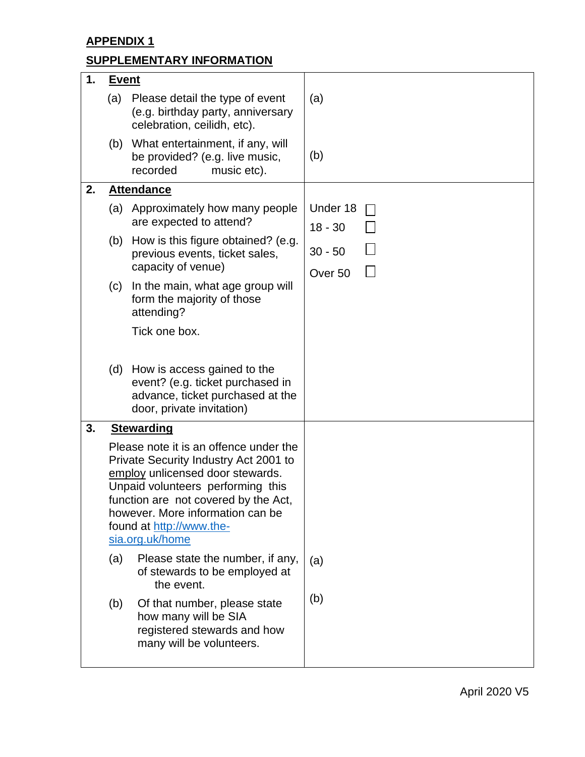**APPENDIX 1**

**SUPPLEMENTARY INFORMATION**

| | |
|---|---|
| **1. Event** | |
| (a) Please detail the type of event (e.g. birthday party, anniversary celebration, ceilidh, etc). | (a) |
| (b) What entertainment, if any, will be provided? (e.g. live music, recorded music etc). | (b) |
| **2. Attendance** | |
| (a) Approximately how many people are expected to attend?<br>(b) How is this figure obtained? (e.g. previous events, ticket sales, capacity of venue)<br>(c) In the main, what age group will form the majority of those attending?<br>Tick one box.<br>(d) How is access gained to the event? (e.g. ticket purchased in advance, ticket purchased at the door, private invitation) | Under 18 ☐<br>18 - 30 ☐<br>30 - 50 ☐<br>Over 50 ☐ |
| **3. Stewarding**<br>Please note it is an offence under the Private Security Industry Act 2001 to employ unlicensed door stewards. Unpaid volunteers performing this function are not covered by the Act, however. More information can be found at http://www.the-sia.org.uk/home | |
| (a) Please state the number, if any, of stewards to be employed at the event. | (a) |
| (b) Of that number, please state how many will be SIA registered stewards and how many will be volunteers. | (b) |

April 2020 V5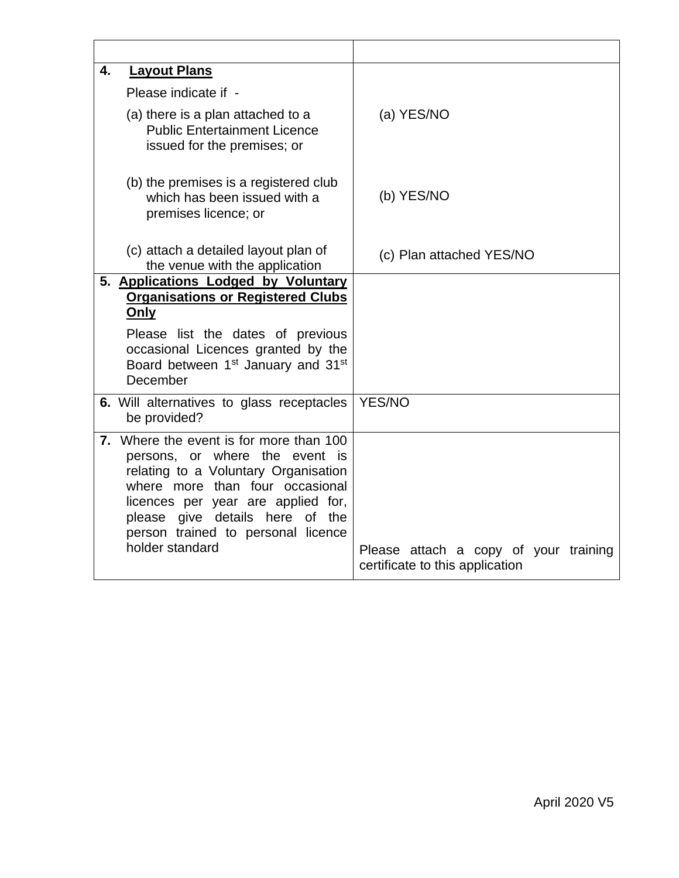| | |
|---|---|
| **4. Layout Plans**<br><br>Please indicate if -<br><br>(a) there is a plan attached to a Public Entertainment Licence issued for the premises; or<br><br>(b) the premises is a registered club which has been issued with a premises licence; or<br><br>(c) attach a detailed layout plan of the venue with the application | (a) YES/NO<br><br>(b) YES/NO<br><br>(c) Plan attached YES/NO |
| **5. Applications Lodged by Voluntary Organisations or Registered Clubs Only**<br><br>Please list the dates of previous occasional Licences granted by the Board between 1st January and 31st December | |
| **6.** Will alternatives to glass receptacles be provided? | YES/NO |
| **7.** Where the event is for more than 100 persons, or where the event is relating to a Voluntary Organisation where more than four occasional licences per year are applied for, please give details here of the person trained to personal licence holder standard | Please attach a copy of your training certificate to this application |

April 2020 V5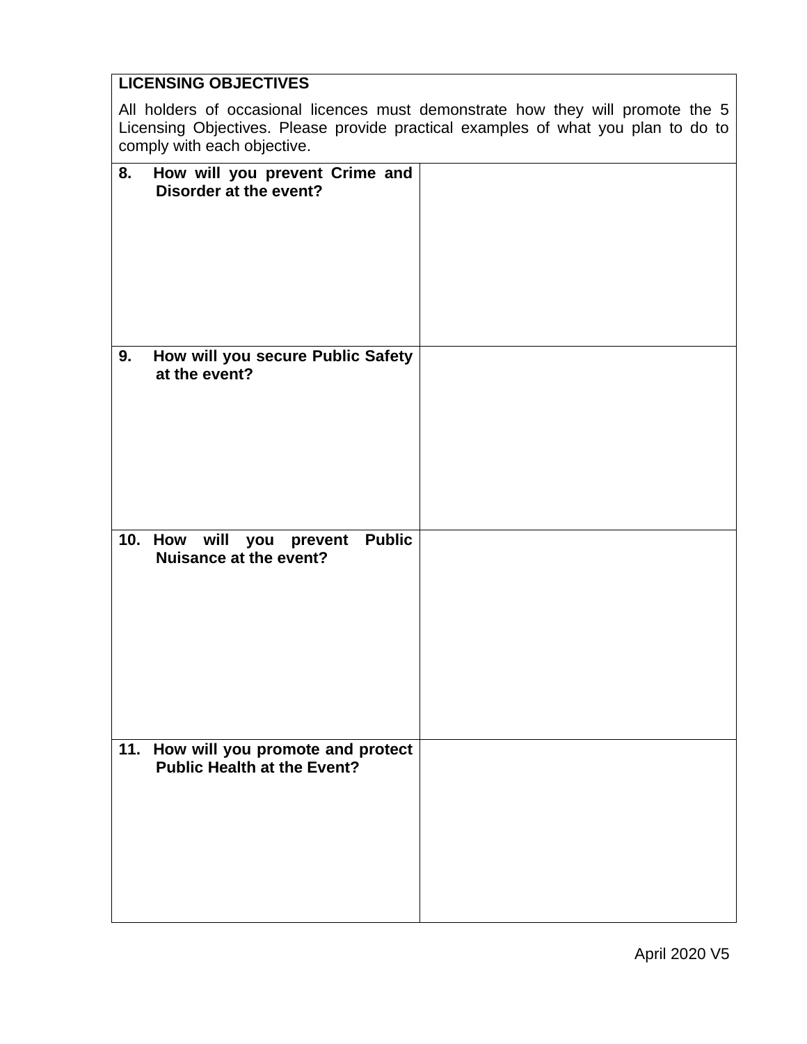| **LICENSING OBJECTIVES**<br><br>All holders of occasional licences must demonstrate how they will promote the 5 Licensing Objectives. Please provide practical examples of what you plan to do to comply with each objective. | |
|---|---|
| **8. How will you prevent Crime and Disorder at the event?** | |
| **9. How will you secure Public Safety at the event?** | |
| **10. How will you prevent Public Nuisance at the event?** | |
| **11. How will you promote and protect Public Health at the Event?** | |

April 2020 V5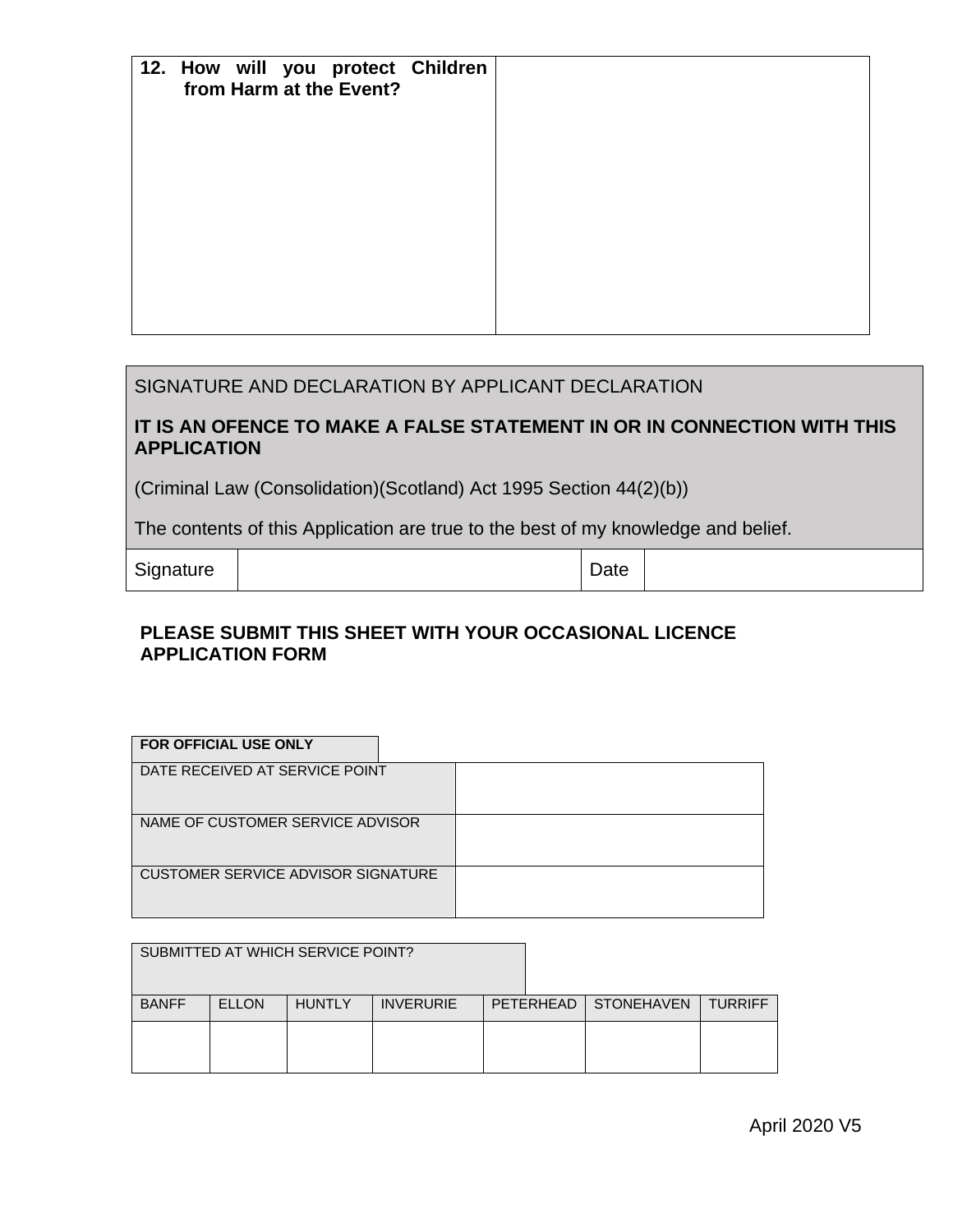| 12. How will you protect Children from Harm at the Event? | |
|---|---|

| SIGNATURE AND DECLARATION BY APPLICANT DECLARATION | | | |
|---|---|---|---|
| **IT IS AN OFENCE TO MAKE A FALSE STATEMENT IN OR IN CONNECTION WITH THIS APPLICATION** | | | |
| (Criminal Law (Consolidation)(Scotland) Act 1995 Section 44(2)(b)) | | | |
| The contents of this Application are true to the best of my knowledge and belief. | | | |
| Signature | | Date | |

**PLEASE SUBMIT THIS SHEET WITH YOUR OCCASIONAL LICENCE APPLICATION FORM**

| **FOR OFFICIAL USE ONLY** | |
|---|---|
| DATE RECEIVED AT SERVICE POINT | |
| NAME OF CUSTOMER SERVICE ADVISOR | |
| CUSTOMER SERVICE ADVISOR SIGNATURE | |

| SUBMITTED AT WHICH SERVICE POINT? | | | | | | |
|---|---|---|---|---|---|---|
| BANFF | ELLON | HUNTLY | INVERURIE | PETERHEAD | STONEHAVEN | TURRIFF |
| | | | | | | |

April 2020 V5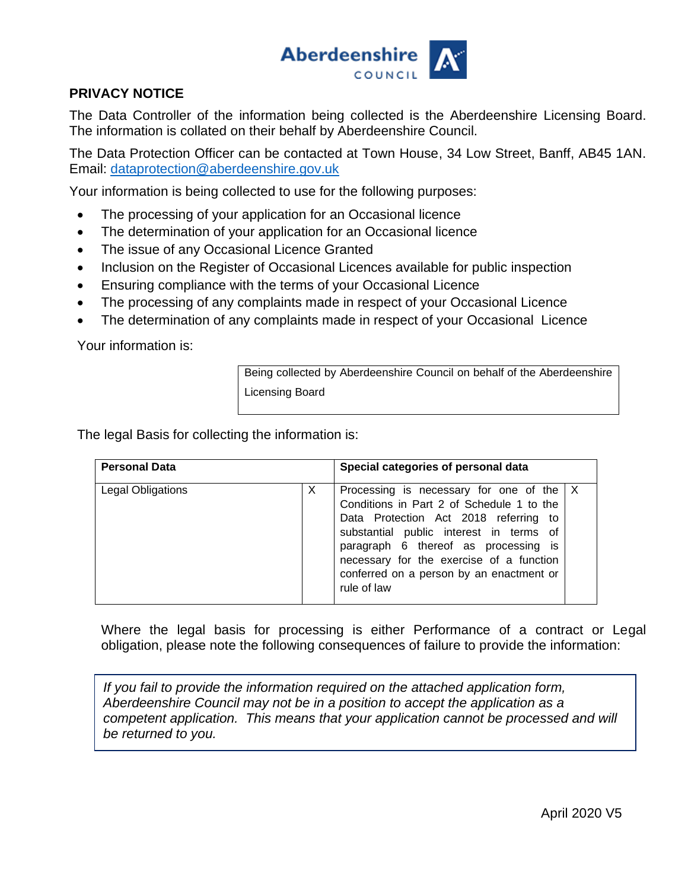Aberdeenshire COUNCIL

## PRIVACY NOTICE

The Data Controller of the information being collected is the Aberdeenshire Licensing Board. The information is collated on their behalf by Aberdeenshire Council.

The Data Protection Officer can be contacted at Town House, 34 Low Street, Banff, AB45 1AN. Email: dataprotection@aberdeenshire.gov.uk

Your information is being collected to use for the following purposes:

- The processing of your application for an Occasional licence
- The determination of your application for an Occasional licence
- The issue of any Occasional Licence Granted
- Inclusion on the Register of Occasional Licences available for public inspection
- Ensuring compliance with the terms of your Occasional Licence
- The processing of any complaints made in respect of your Occasional Licence
- The determination of any complaints made in respect of your Occasional Licence

Your information is:

| Being collected by Aberdeenshire Council on behalf of the Aberdeenshire Licensing Board |
|---|

The legal Basis for collecting the information is:

| Personal Data | | Special categories of personal data | |
|---|---|---|---|
| Legal Obligations | X | Processing is necessary for one of the Conditions in Part 2 of Schedule 1 to the Data Protection Act 2018 referring to substantial public interest in terms of paragraph 6 thereof as processing is necessary for the exercise of a function conferred on a person by an enactment or rule of law | X |

Where the legal basis for processing is either Performance of a contract or Legal obligation, please note the following consequences of failure to provide the information:

*If you fail to provide the information required on the attached application form, Aberdeenshire Council may not be in a position to accept the application as a competent application. This means that your application cannot be processed and will be returned to you.*

April 2020 V5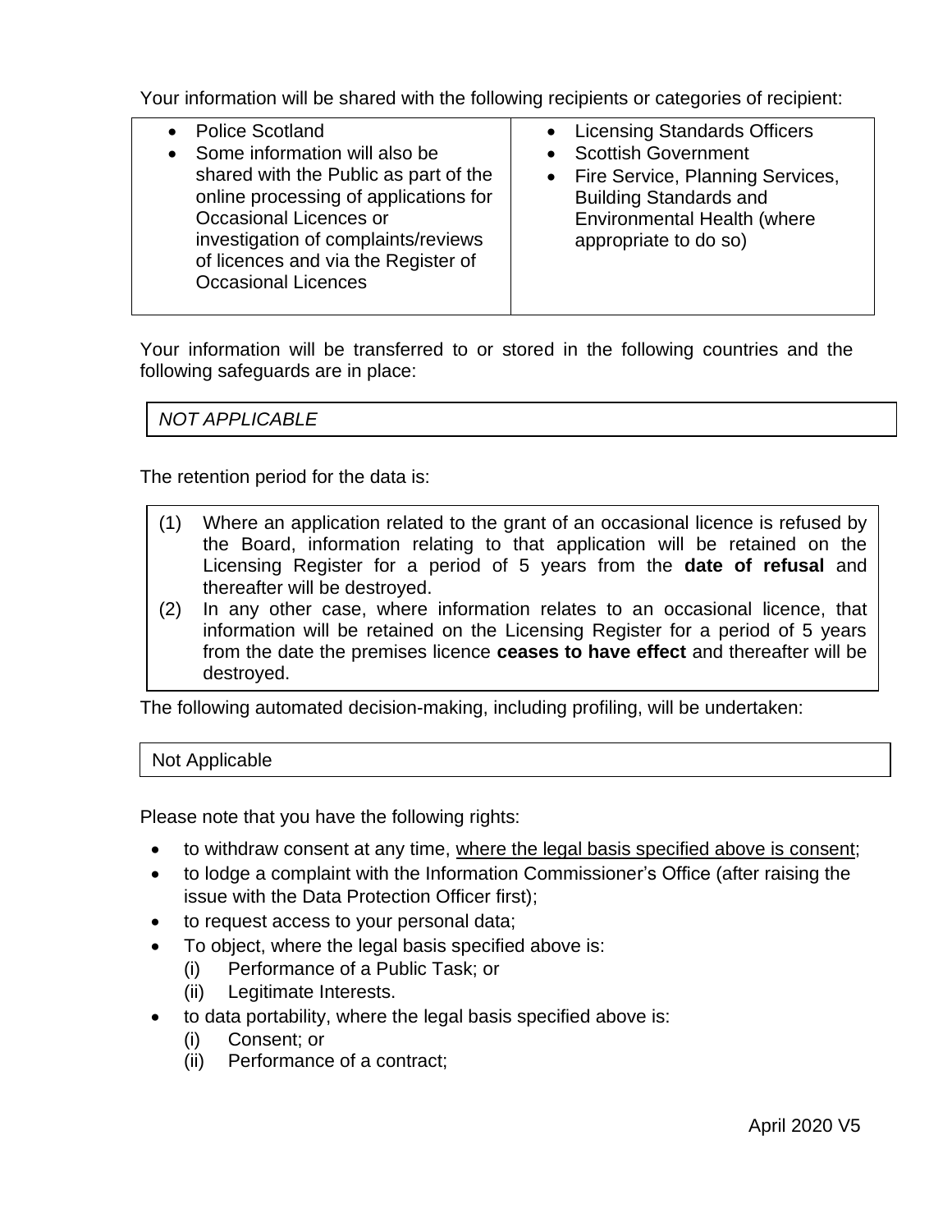Your information will be shared with the following recipients or categories of recipient:

| | |
|---|---|
| • Police Scotland<br>• Some information will also be shared with the Public as part of the online processing of applications for Occasional Licences or investigation of complaints/reviews of licences and via the Register of Occasional Licences | • Licensing Standards Officers<br>• Scottish Government<br>• Fire Service, Planning Services, Building Standards and Environmental Health (where appropriate to do so) |

Your information will be transferred to or stored in the following countries and the following safeguards are in place:

*NOT APPLICABLE*

The retention period for the data is:

(1) Where an application related to the grant of an occasional licence is refused by the Board, information relating to that application will be retained on the Licensing Register for a period of 5 years from the **date of refusal** and thereafter will be destroyed.

(2) In any other case, where information relates to an occasional licence, that information will be retained on the Licensing Register for a period of 5 years from the date the premises licence **ceases to have effect** and thereafter will be destroyed.

The following automated decision-making, including profiling, will be undertaken:

Not Applicable

Please note that you have the following rights:

- to withdraw consent at any time, where the legal basis specified above is consent;
- to lodge a complaint with the Information Commissioner's Office (after raising the issue with the Data Protection Officer first);
- to request access to your personal data;
- To object, where the legal basis specified above is:
  - (i) Performance of a Public Task; or
  - (ii) Legitimate Interests.
- to data portability, where the legal basis specified above is:
  - (i) Consent; or
  - (ii) Performance of a contract;

April 2020 V5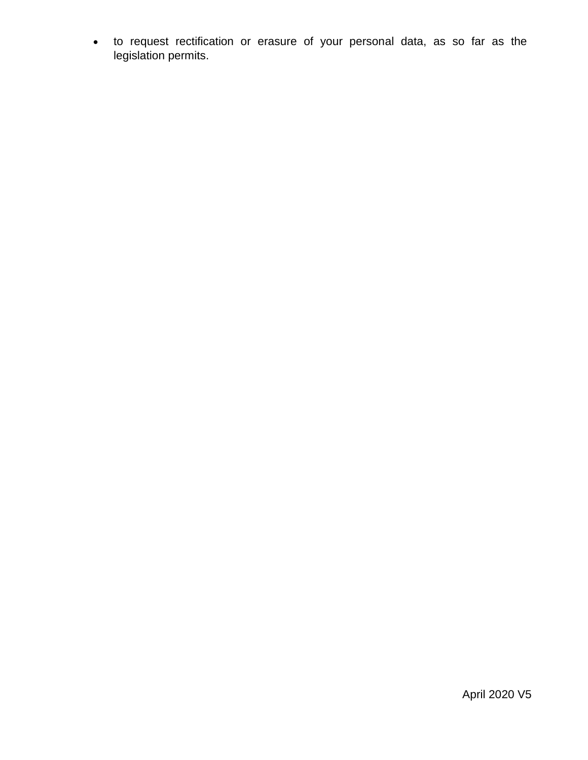- to request rectification or erasure of your personal data, as so far as the legislation permits.